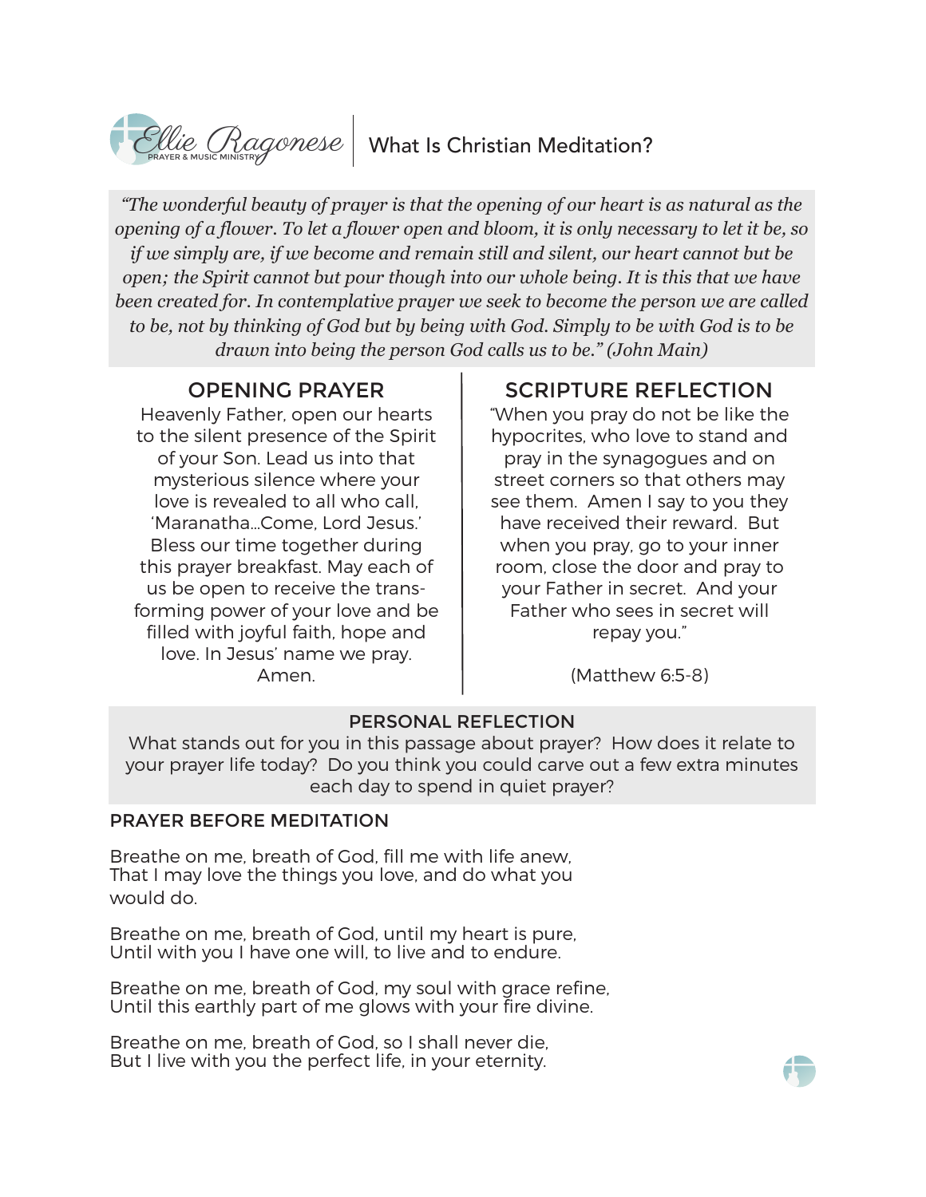Ellie Ragonese PRAYER & MUSIC MINISTRY

# What Is Christian Meditation?

*"The wonderful beauty of prayer is that the opening of our heart is as natural as the opening of a flower. To let a flower open and bloom, it is only necessary to let it be, so if we simply are, if we become and remain still and silent, our heart cannot but be open; the Spirit cannot but pour though into our whole being. It is this that we have been created for. In contemplative prayer we seek to become the person we are called to be, not by thinking of God but by being with God. Simply to be with God is to be drawn into being the person God calls us to be." (John Main)*

## OPENING PRAYER

Heavenly Father, open our hearts to the silent presence of the Spirit of your Son. Lead us into that mysterious silence where your love is revealed to all who call, 'Maranatha...Come, Lord Jesus.' Bless our time together during this prayer breakfast. May each of us be open to receive the transforming power of your love and be filled with joyful faith, hope and love. In Jesus' name we pray. Amen.

## SCRIPTURE REFLECTION

"When you pray do not be like the hypocrites, who love to stand and pray in the synagogues and on street corners so that others may see them. Amen I say to you they have received their reward. But when you pray, go to your inner room, close the door and pray to your Father in secret. And your Father who sees in secret will repay you."

(Matthew 6:5-8)

## PERSONAL REFLECTION

What stands out for you in this passage about prayer? How does it relate to your prayer life today? Do you think you could carve out a few extra minutes each day to spend in quiet prayer?

## PRAYER BEFORE MEDITATION

Breathe on me, breath of God, fill me with life anew,
That I may love the things you love, and do what you would do.

Breathe on me, breath of God, until my heart is pure,
Until with you I have one will, to live and to endure.

Breathe on me, breath of God, my soul with grace refine,
Until this earthly part of me glows with your fire divine.

Breathe on me, breath of God, so I shall never die,
But I live with you the perfect life, in your eternity.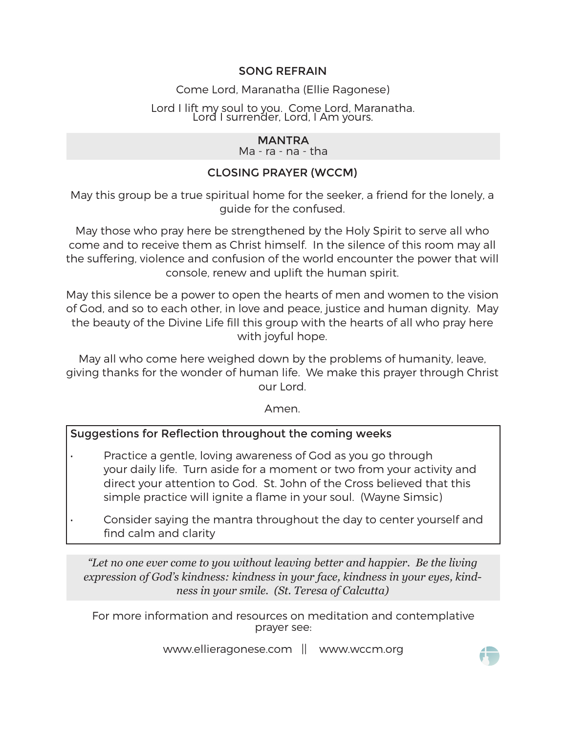## SONG REFRAIN

Come Lord, Maranatha (Ellie Ragonese)

Lord I lift my soul to you. Come Lord, Maranatha.
Lord I surrender, Lord, I Am yours.

## MANTRA

Ma - ra - na - tha

## CLOSING PRAYER (WCCM)

May this group be a true spiritual home for the seeker, a friend for the lonely, a guide for the confused.

May those who pray here be strengthened by the Holy Spirit to serve all who come and to receive them as Christ himself. In the silence of this room may all the suffering, violence and confusion of the world encounter the power that will console, renew and uplift the human spirit.

May this silence be a power to open the hearts of men and women to the vision of God, and so to each other, in love and peace, justice and human dignity. May the beauty of the Divine Life fill this group with the hearts of all who pray here with joyful hope.

May all who come here weighed down by the problems of humanity, leave, giving thanks for the wonder of human life. We make this prayer through Christ our Lord.

Amen.

### Suggestions for Reflection throughout the coming weeks

- Practice a gentle, loving awareness of God as you go through your daily life. Turn aside for a moment or two from your activity and direct your attention to God. St. John of the Cross believed that this simple practice will ignite a flame in your soul. (Wayne Simsic)
- Consider saying the mantra throughout the day to center yourself and find calm and clarity

*"Let no one ever come to you without leaving better and happier. Be the living expression of God's kindness: kindness in your face, kindness in your eyes, kindness in your smile. (St. Teresa of Calcutta)*

For more information and resources on meditation and contemplative prayer see:

www.ellieragonese.com || www.wccm.org